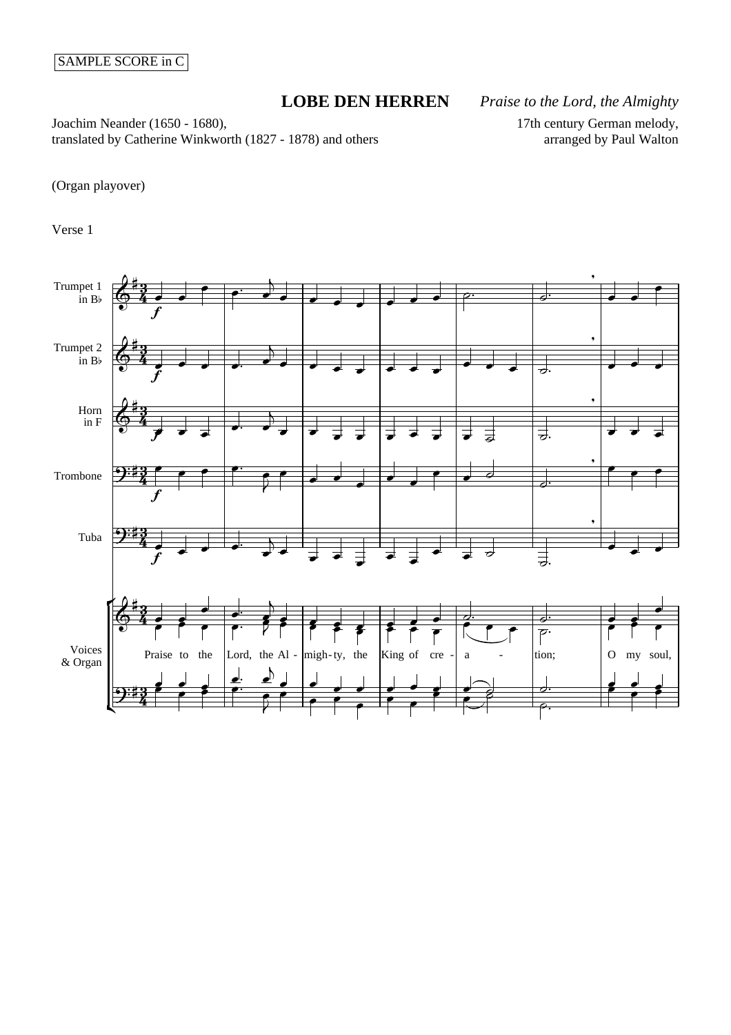SAMPLE SCORE in C

# LOBE DEN HERREN

*Praise to the Lord, the Almighty*

Joachim Neander (1650 - 1680),
translated by Catherine Winkworth (1827 - 1878) and others

17th century German melody,
arranged by Paul Walton

(Organ playover)

Verse 1

Trumpet 1 in B♭

Trumpet 2 in B♭

Horn in F

Trombone

Tuba

Voices & Organ

Praise to the Lord, the Al - migh-ty, the King of cre - a - tion; O my soul,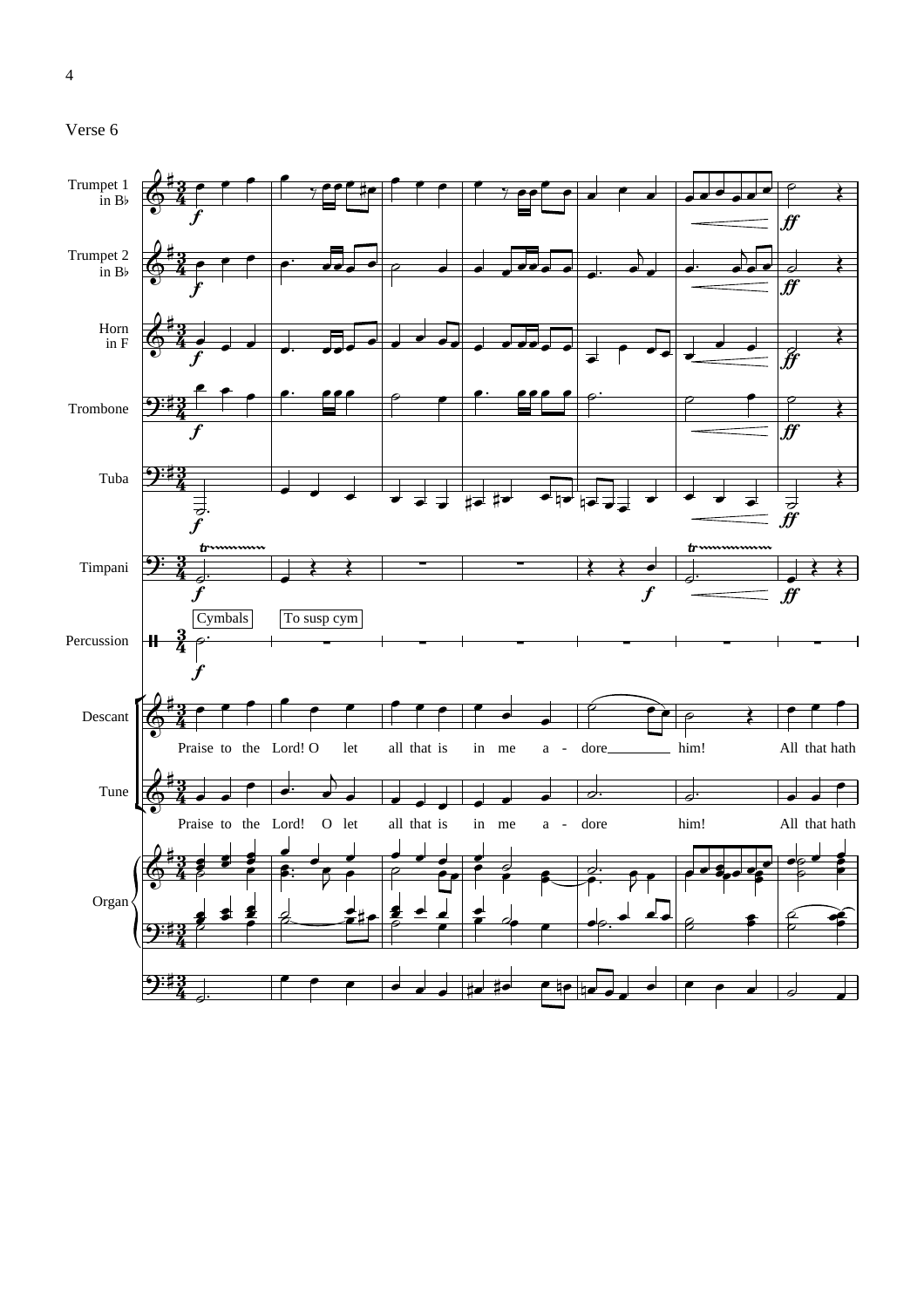Verse 6

Trumpet 1 in B♭

Trumpet 2 in B♭

Horn in F

Trombone

Tuba

Timpani

Percussion

Cymbals

To susp cym

Descant

Praise to the Lord! O let all that is in me a - dore him! All that hath

Tune

Praise to the Lord! O let all that is in me a - dore him! All that hath

Organ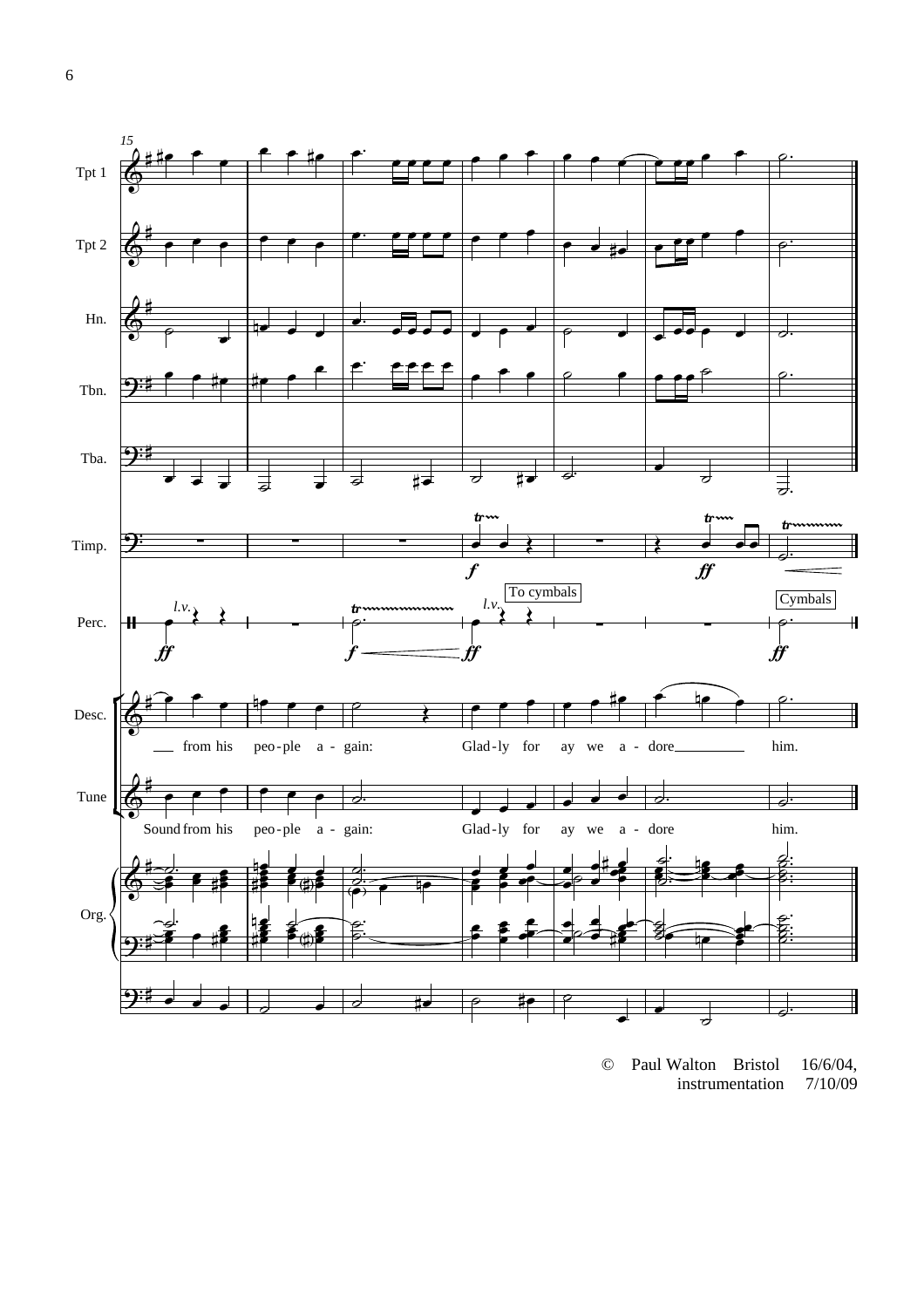Tpt 1

Tpt 2

Hn.

Tbn.

Tba.

Timp.

Perc.

Desc.

Tune

Org.

To cymbals

Cymbals

from his peo-ple a - gain: Glad-ly for ay we a - dore him.

Sound from his peo-ple a - gain: Glad-ly for ay we a - dore him.

© Paul Walton Bristol 16/6/04,
instrumentation 7/10/09